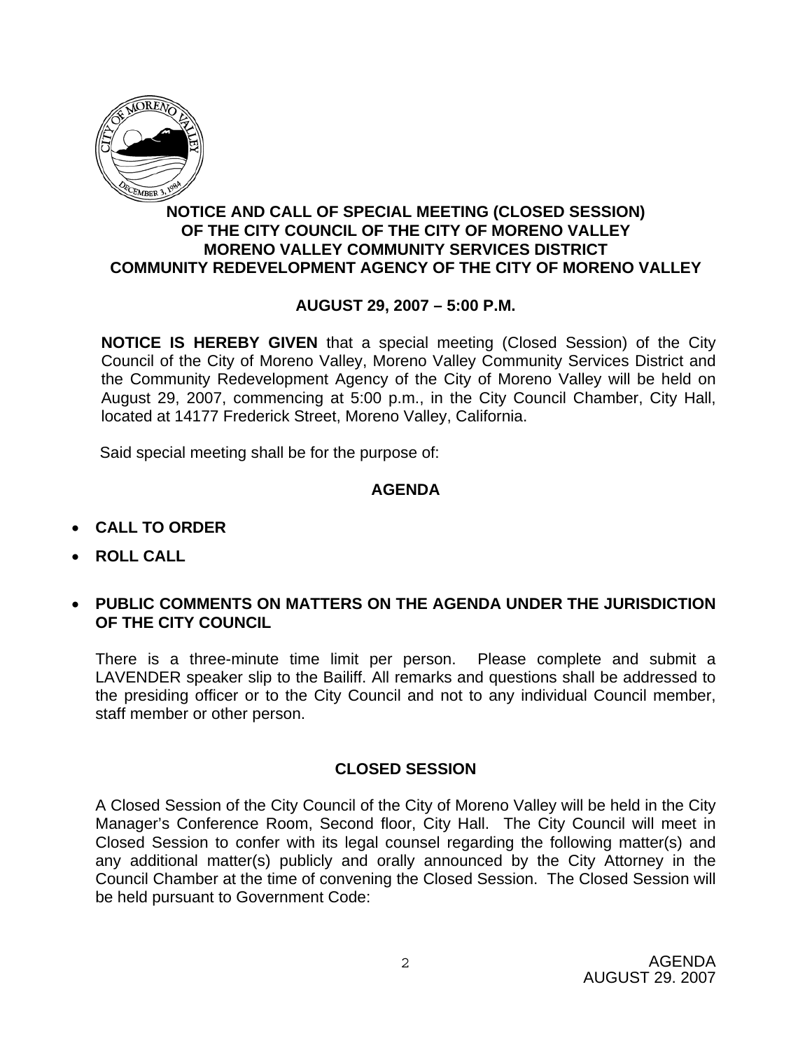**NOTICE AND CALL OF SPECIAL MEETING (CLOSED SESSION)**
**OF THE CITY COUNCIL OF THE CITY OF MORENO VALLEY**
**MORENO VALLEY COMMUNITY SERVICES DISTRICT**
**COMMUNITY REDEVELOPMENT AGENCY OF THE CITY OF MORENO VALLEY**

**AUGUST 29, 2007 – 5:00 P.M.**

**NOTICE IS HEREBY GIVEN** that a special meeting (Closed Session) of the City Council of the City of Moreno Valley, Moreno Valley Community Services District and the Community Redevelopment Agency of the City of Moreno Valley will be held on August 29, 2007, commencing at 5:00 p.m., in the City Council Chamber, City Hall, located at 14177 Frederick Street, Moreno Valley, California.

Said special meeting shall be for the purpose of:

## AGENDA

- **CALL TO ORDER**
- **ROLL CALL**
- **PUBLIC COMMENTS ON MATTERS ON THE AGENDA UNDER THE JURISDICTION OF THE CITY COUNCIL**

There is a three-minute time limit per person. Please complete and submit a LAVENDER speaker slip to the Bailiff. All remarks and questions shall be addressed to the presiding officer or to the City Council and not to any individual Council member, staff member or other person.

## CLOSED SESSION

A Closed Session of the City Council of the City of Moreno Valley will be held in the City Manager's Conference Room, Second floor, City Hall. The City Council will meet in Closed Session to confer with its legal counsel regarding the following matter(s) and any additional matter(s) publicly and orally announced by the City Attorney in the Council Chamber at the time of convening the Closed Session. The Closed Session will be held pursuant to Government Code: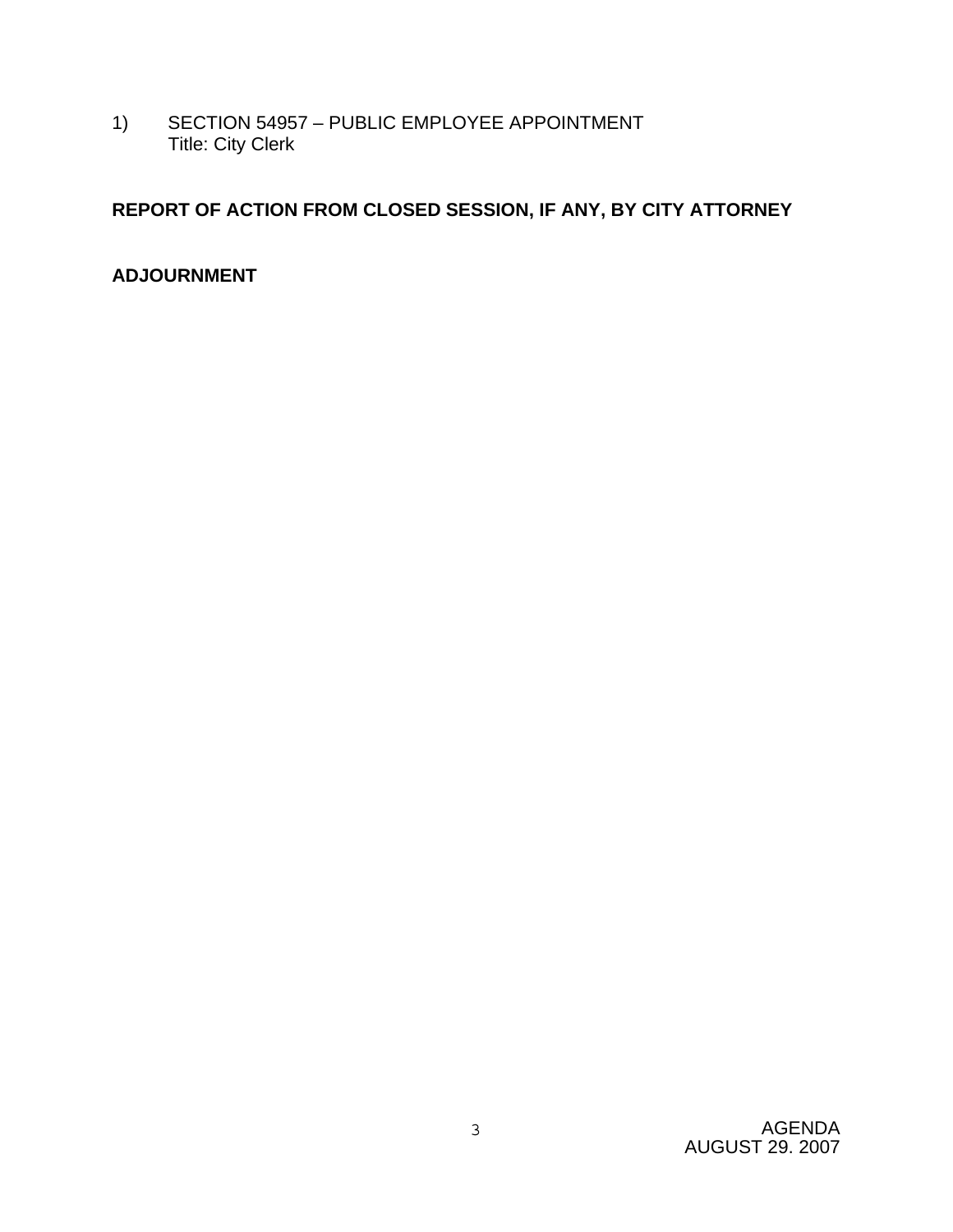1) SECTION 54957 – PUBLIC EMPLOYEE APPOINTMENT
Title: City Clerk

**REPORT OF ACTION FROM CLOSED SESSION, IF ANY, BY CITY ATTORNEY**

**ADJOURNMENT**